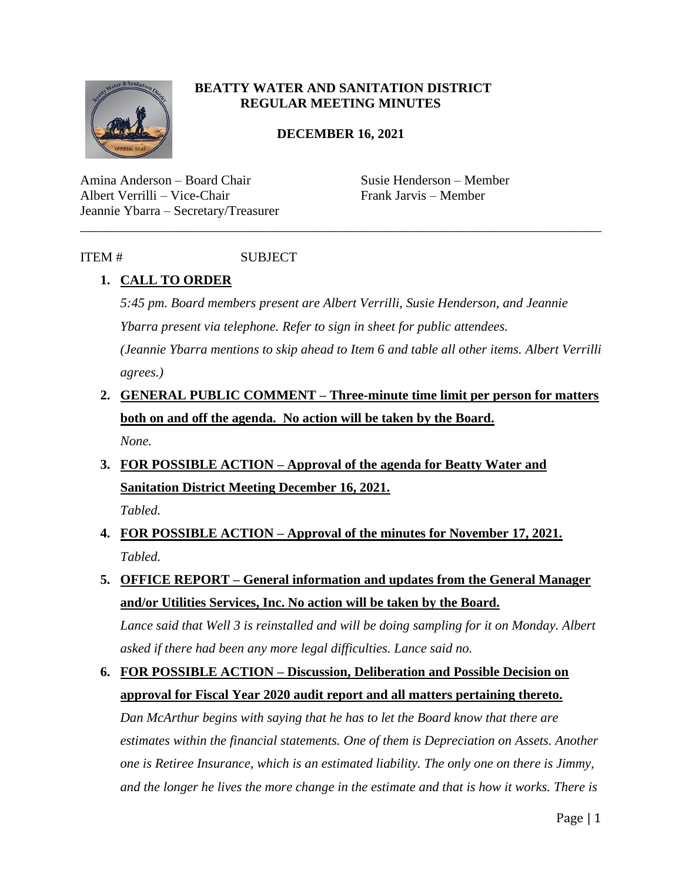**BEATTY WATER AND SANITATION DISTRICT**
**REGULAR MEETING MINUTES**

**DECEMBER 16, 2021**

Amina Anderson – Board Chair
Albert Verrilli – Vice-Chair
Jeannie Ybarra – Secretary/Treasurer
Susie Henderson – Member
Frank Jarvis – Member

---

ITEM # SUBJECT

1. **CALL TO ORDER**

   *5:45 pm. Board members present are Albert Verrilli, Susie Henderson, and Jeannie Ybarra present via telephone. Refer to sign in sheet for public attendees.*

   *(Jeannie Ybarra mentions to skip ahead to Item 6 and table all other items. Albert Verrilli agrees.)*

2. **GENERAL PUBLIC COMMENT – Three-minute time limit per person for matters both on and off the agenda. No action will be taken by the Board.**

   *None.*

3. **FOR POSSIBLE ACTION – Approval of the agenda for Beatty Water and Sanitation District Meeting December 16, 2021.**

   *Tabled.*

4. **FOR POSSIBLE ACTION – Approval of the minutes for November 17, 2021.**

   *Tabled.*

5. **OFFICE REPORT – General information and updates from the General Manager and/or Utilities Services, Inc. No action will be taken by the Board.**

   *Lance said that Well 3 is reinstalled and will be doing sampling for it on Monday. Albert asked if there had been any more legal difficulties. Lance said no.*

6. **FOR POSSIBLE ACTION – Discussion, Deliberation and Possible Decision on approval for Fiscal Year 2020 audit report and all matters pertaining thereto.**

   *Dan McArthur begins with saying that he has to let the Board know that there are estimates within the financial statements. One of them is Depreciation on Assets. Another one is Retiree Insurance, which is an estimated liability. The only one on there is Jimmy, and the longer he lives the more change in the estimate and that is how it works. There is*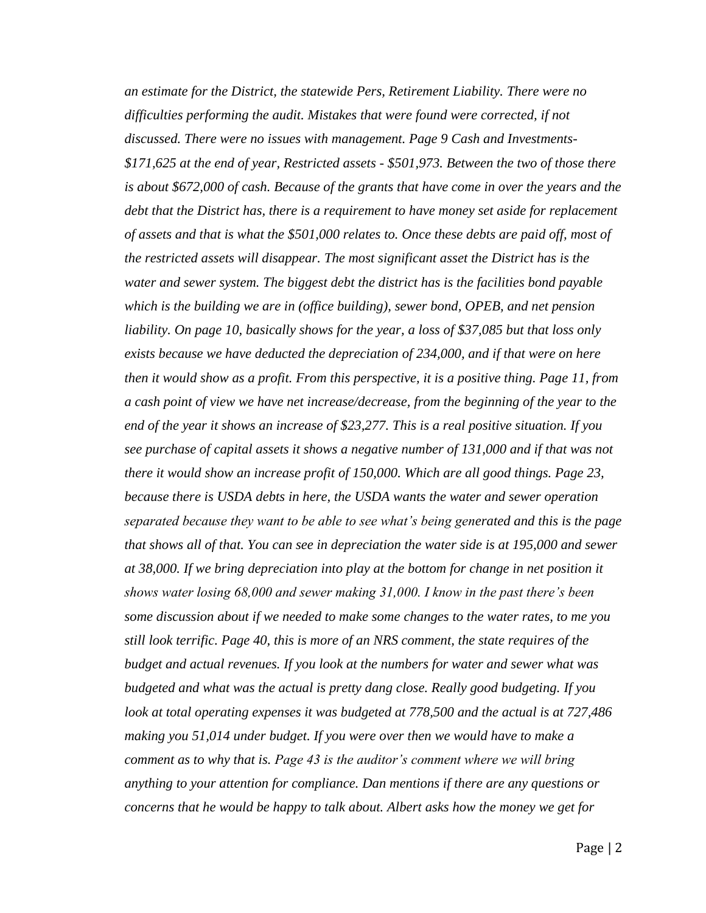*an estimate for the District, the statewide Pers, Retirement Liability. There were no difficulties performing the audit. Mistakes that were found were corrected, if not discussed. There were no issues with management. Page 9 Cash and Investments- $171,625 at the end of year, Restricted assets - $501,973. Between the two of those there is about $672,000 of cash. Because of the grants that have come in over the years and the debt that the District has, there is a requirement to have money set aside for replacement of assets and that is what the $501,000 relates to. Once these debts are paid off, most of the restricted assets will disappear. The most significant asset the District has is the water and sewer system. The biggest debt the district has is the facilities bond payable which is the building we are in (office building), sewer bond, OPEB, and net pension liability. On page 10, basically shows for the year, a loss of $37,085 but that loss only exists because we have deducted the depreciation of 234,000, and if that were on here then it would show as a profit. From this perspective, it is a positive thing. Page 11, from a cash point of view we have net increase/decrease, from the beginning of the year to the end of the year it shows an increase of $23,277. This is a real positive situation. If you see purchase of capital assets it shows a negative number of 131,000 and if that was not there it would show an increase profit of 150,000. Which are all good things. Page 23, because there is USDA debts in here, the USDA wants the water and sewer operation separated because they want to be able to see what's being generated and this is the page that shows all of that. You can see in depreciation the water side is at 195,000 and sewer at 38,000. If we bring depreciation into play at the bottom for change in net position it shows water losing 68,000 and sewer making 31,000. I know in the past there's been some discussion about if we needed to make some changes to the water rates, to me you still look terrific. Page 40, this is more of an NRS comment, the state requires of the budget and actual revenues. If you look at the numbers for water and sewer what was budgeted and what was the actual is pretty dang close. Really good budgeting. If you look at total operating expenses it was budgeted at 778,500 and the actual is at 727,486 making you 51,014 under budget. If you were over then we would have to make a comment as to why that is. Page 43 is the auditor's comment where we will bring anything to your attention for compliance. Dan mentions if there are any questions or concerns that he would be happy to talk about. Albert asks how the money we get for*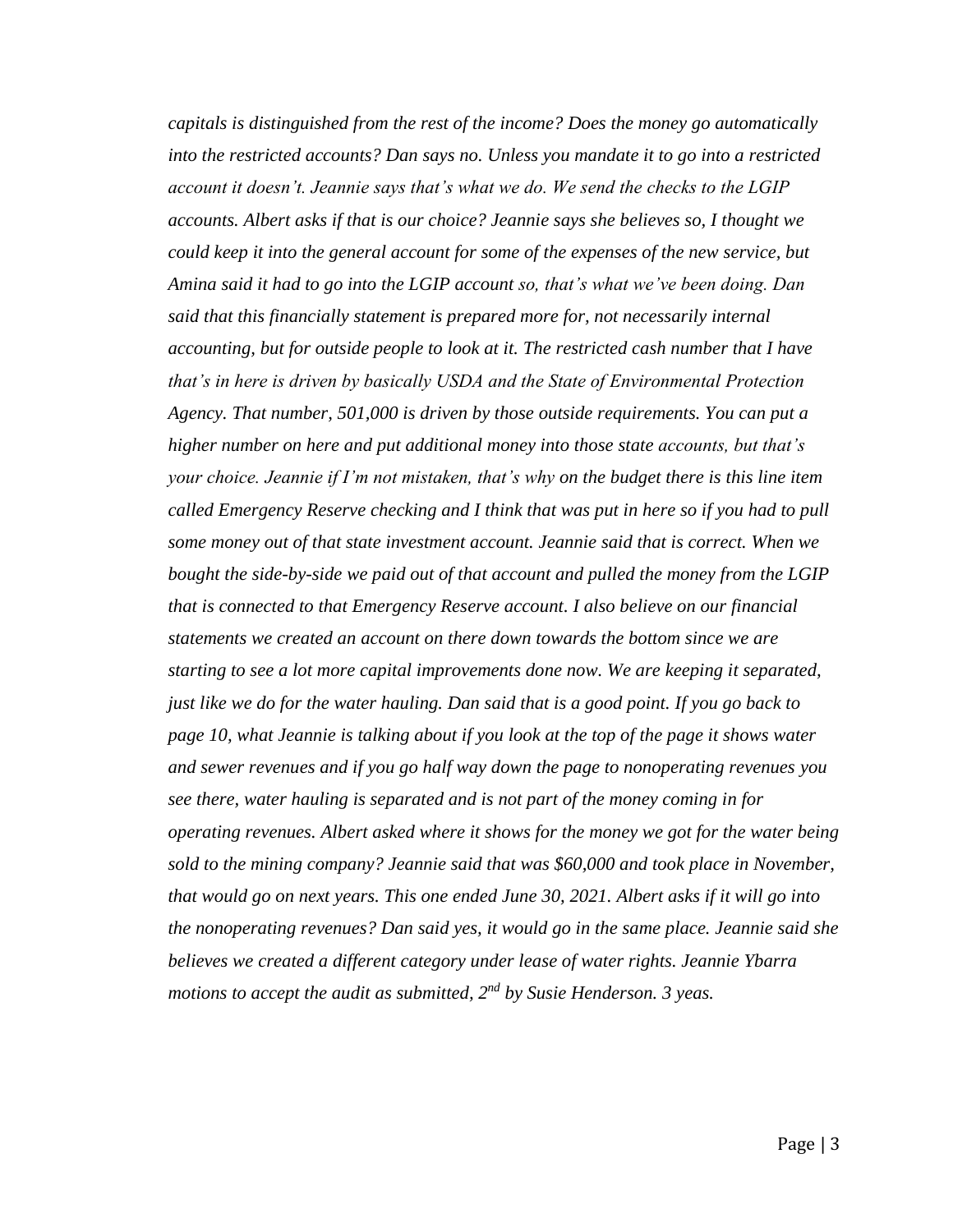*capitals is distinguished from the rest of the income? Does the money go automatically into the restricted accounts? Dan says no. Unless you mandate it to go into a restricted account it doesn't. Jeannie says that's what we do. We send the checks to the LGIP accounts. Albert asks if that is our choice? Jeannie says she believes so, I thought we could keep it into the general account for some of the expenses of the new service, but Amina said it had to go into the LGIP account so, that's what we've been doing. Dan said that this financially statement is prepared more for, not necessarily internal accounting, but for outside people to look at it. The restricted cash number that I have that's in here is driven by basically USDA and the State of Environmental Protection Agency. That number, 501,000 is driven by those outside requirements. You can put a higher number on here and put additional money into those state accounts, but that's your choice. Jeannie if I'm not mistaken, that's why on the budget there is this line item called Emergency Reserve checking and I think that was put in here so if you had to pull some money out of that state investment account. Jeannie said that is correct. When we bought the side-by-side we paid out of that account and pulled the money from the LGIP that is connected to that Emergency Reserve account. I also believe on our financial statements we created an account on there down towards the bottom since we are starting to see a lot more capital improvements done now. We are keeping it separated, just like we do for the water hauling. Dan said that is a good point. If you go back to page 10, what Jeannie is talking about if you look at the top of the page it shows water and sewer revenues and if you go half way down the page to nonoperating revenues you see there, water hauling is separated and is not part of the money coming in for operating revenues. Albert asked where it shows for the money we got for the water being sold to the mining company? Jeannie said that was $60,000 and took place in November, that would go on next years. This one ended June 30, 2021. Albert asks if it will go into the nonoperating revenues? Dan said yes, it would go in the same place. Jeannie said she believes we created a different category under lease of water rights. Jeannie Ybarra motions to accept the audit as submitted, 2nd by Susie Henderson. 3 yeas.*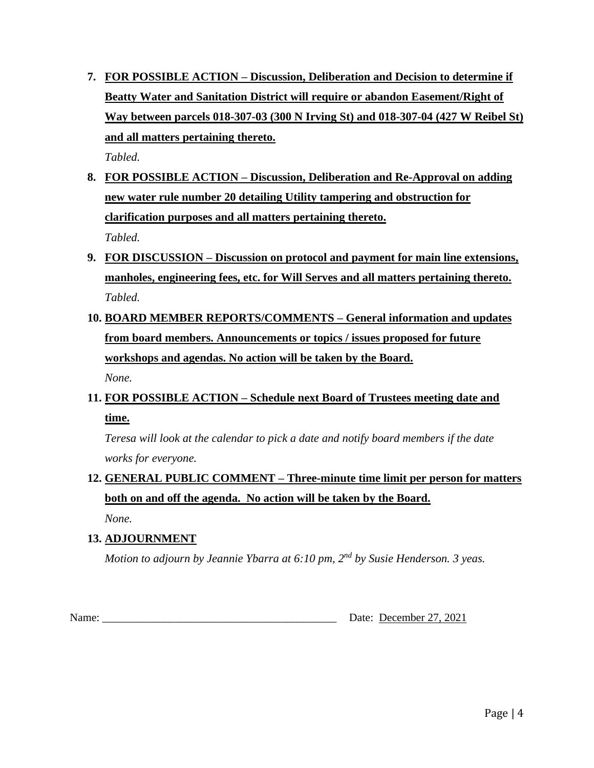7. **FOR POSSIBLE ACTION – Discussion, Deliberation and Decision to determine if Beatty Water and Sanitation District will require or abandon Easement/Right of Way between parcels 018-307-03 (300 N Irving St) and 018-307-04 (427 W Reibel St) and all matters pertaining thereto.**

   *Tabled.*

8. **FOR POSSIBLE ACTION – Discussion, Deliberation and Re-Approval on adding new water rule number 20 detailing Utility tampering and obstruction for clarification purposes and all matters pertaining thereto.**

   *Tabled.*

9. **FOR DISCUSSION – Discussion on protocol and payment for main line extensions, manholes, engineering fees, etc. for Will Serves and all matters pertaining thereto.**

   *Tabled.*

10. **BOARD MEMBER REPORTS/COMMENTS – General information and updates from board members. Announcements or topics / issues proposed for future workshops and agendas. No action will be taken by the Board.**

    *None.*

11. **FOR POSSIBLE ACTION – Schedule next Board of Trustees meeting date and time.**

    *Teresa will look at the calendar to pick a date and notify board members if the date works for everyone.*

12. **GENERAL PUBLIC COMMENT – Three-minute time limit per person for matters both on and off the agenda. No action will be taken by the Board.**

    *None.*

13. **ADJOURNMENT**

    *Motion to adjourn by Jeannie Ybarra at 6:10 pm, 2nd by Susie Henderson. 3 yeas.*

Name: ___________________________________ Date: December 27, 2021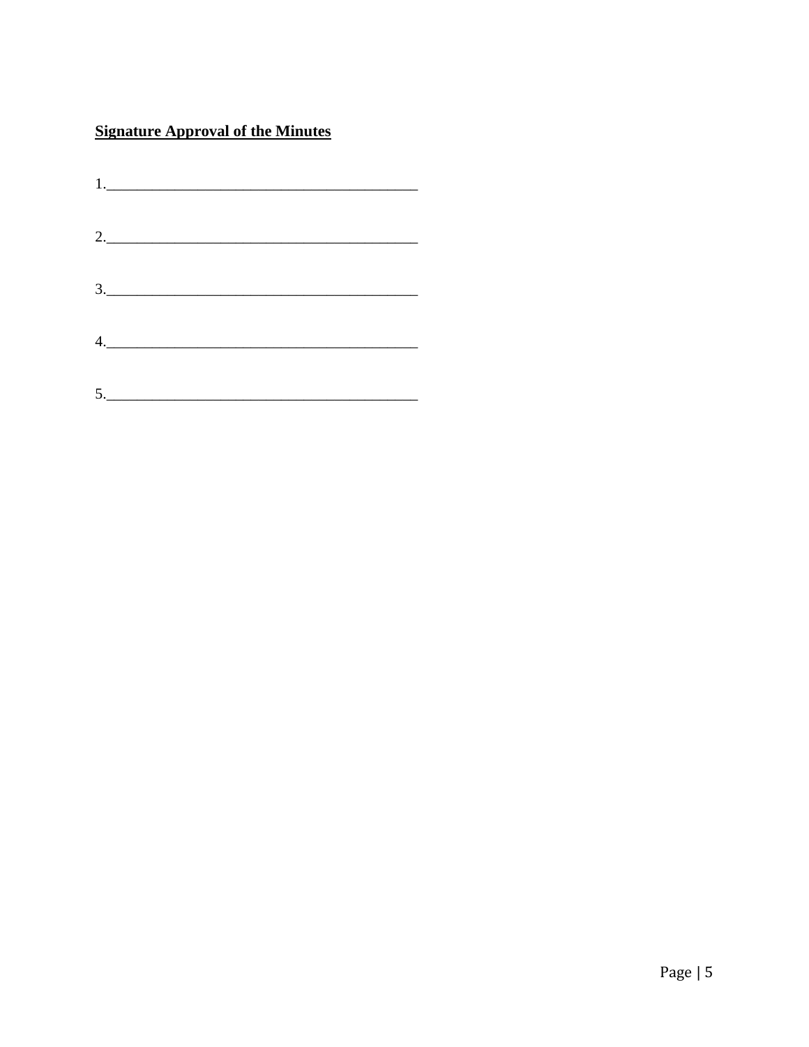**<u>Signature Approval of the Minutes</u>**

1.__________________________________________

2.__________________________________________

3.__________________________________________

4.__________________________________________

5.__________________________________________